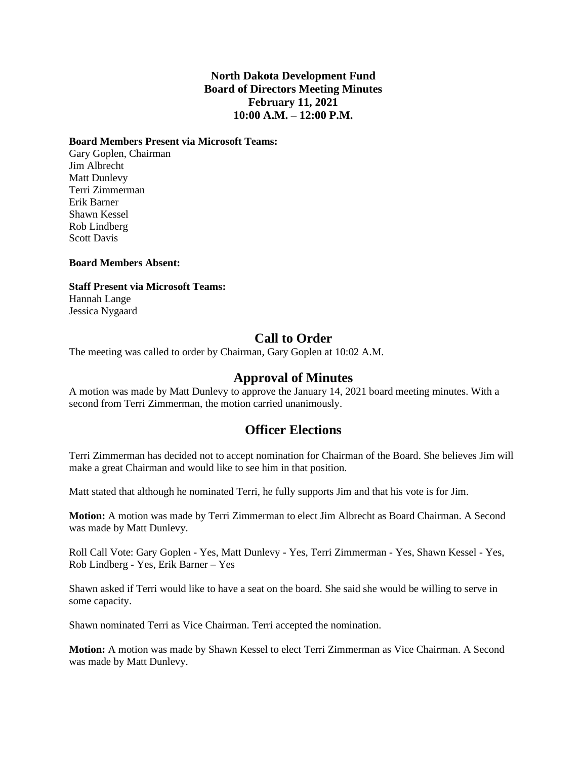**North Dakota Development Fund**
**Board of Directors Meeting Minutes**
**February 11, 2021**
**10:00 A.M. – 12:00 P.M.**

**Board Members Present via Microsoft Teams:**
Gary Goplen, Chairman
Jim Albrecht
Matt Dunlevy
Terri Zimmerman
Erik Barner
Shawn Kessel
Rob Lindberg
Scott Davis

**Board Members Absent:**

**Staff Present via Microsoft Teams:**
Hannah Lange
Jessica Nygaard

## Call to Order

The meeting was called to order by Chairman, Gary Goplen at 10:02 A.M.

## Approval of Minutes

A motion was made by Matt Dunlevy to approve the January 14, 2021 board meeting minutes. With a second from Terri Zimmerman, the motion carried unanimously.

## Officer Elections

Terri Zimmerman has decided not to accept nomination for Chairman of the Board. She believes Jim will make a great Chairman and would like to see him in that position.

Matt stated that although he nominated Terri, he fully supports Jim and that his vote is for Jim.

**Motion:** A motion was made by Terri Zimmerman to elect Jim Albrecht as Board Chairman. A Second was made by Matt Dunlevy.

Roll Call Vote: Gary Goplen - Yes, Matt Dunlevy - Yes, Terri Zimmerman - Yes, Shawn Kessel - Yes, Rob Lindberg - Yes, Erik Barner – Yes

Shawn asked if Terri would like to have a seat on the board. She said she would be willing to serve in some capacity.

Shawn nominated Terri as Vice Chairman. Terri accepted the nomination.

**Motion:** A motion was made by Shawn Kessel to elect Terri Zimmerman as Vice Chairman. A Second was made by Matt Dunlevy.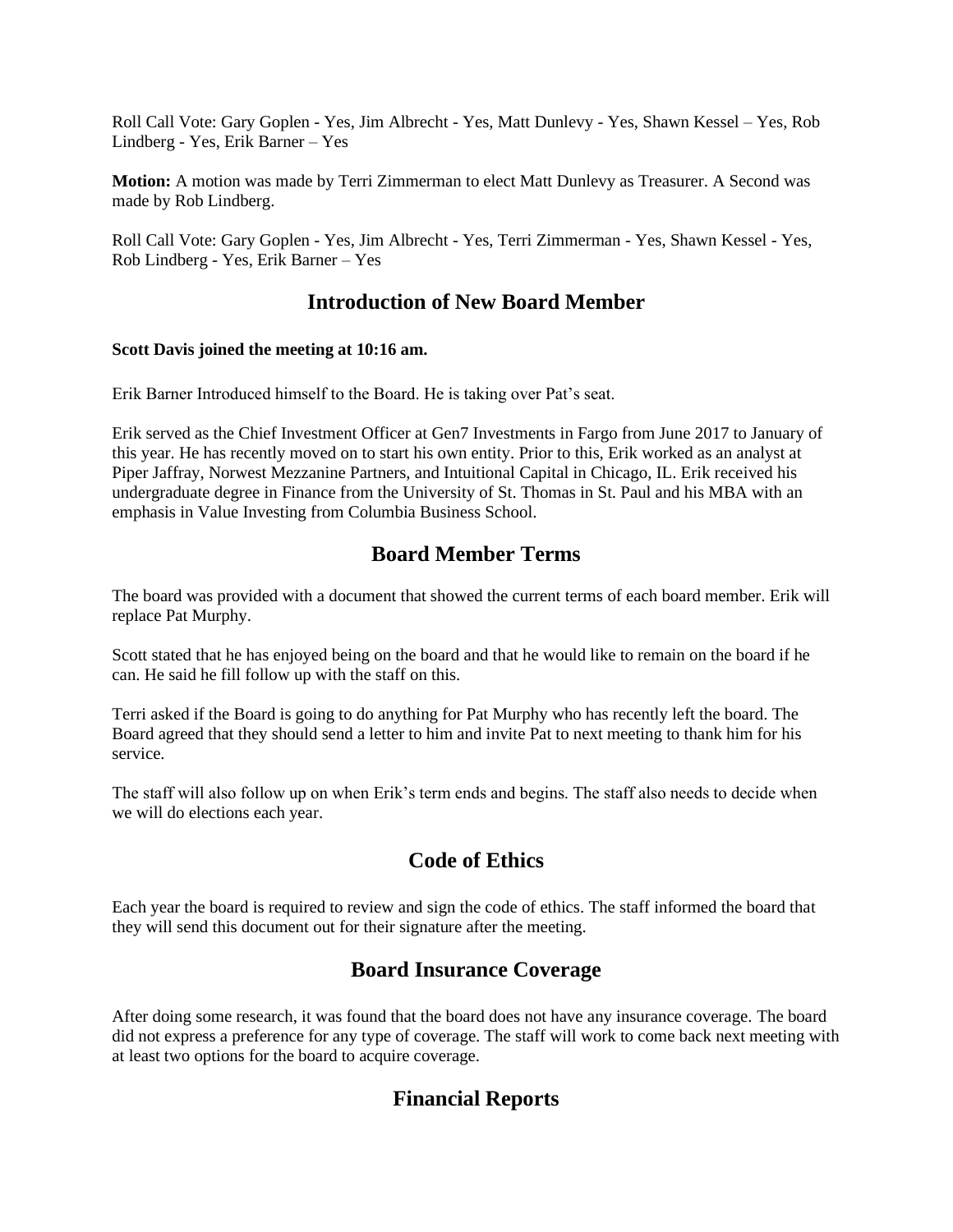Roll Call Vote: Gary Goplen - Yes, Jim Albrecht - Yes, Matt Dunlevy - Yes, Shawn Kessel – Yes, Rob Lindberg - Yes, Erik Barner – Yes

**Motion:** A motion was made by Terri Zimmerman to elect Matt Dunlevy as Treasurer. A Second was made by Rob Lindberg.

Roll Call Vote: Gary Goplen - Yes, Jim Albrecht - Yes, Terri Zimmerman - Yes, Shawn Kessel - Yes, Rob Lindberg - Yes, Erik Barner – Yes

## Introduction of New Board Member

**Scott Davis joined the meeting at 10:16 am.**

Erik Barner Introduced himself to the Board. He is taking over Pat's seat.

Erik served as the Chief Investment Officer at Gen7 Investments in Fargo from June 2017 to January of this year. He has recently moved on to start his own entity. Prior to this, Erik worked as an analyst at Piper Jaffray, Norwest Mezzanine Partners, and Intuitional Capital in Chicago, IL. Erik received his undergraduate degree in Finance from the University of St. Thomas in St. Paul and his MBA with an emphasis in Value Investing from Columbia Business School.

## Board Member Terms

The board was provided with a document that showed the current terms of each board member. Erik will replace Pat Murphy.

Scott stated that he has enjoyed being on the board and that he would like to remain on the board if he can. He said he fill follow up with the staff on this.

Terri asked if the Board is going to do anything for Pat Murphy who has recently left the board. The Board agreed that they should send a letter to him and invite Pat to next meeting to thank him for his service.

The staff will also follow up on when Erik's term ends and begins. The staff also needs to decide when we will do elections each year.

## Code of Ethics

Each year the board is required to review and sign the code of ethics. The staff informed the board that they will send this document out for their signature after the meeting.

## Board Insurance Coverage

After doing some research, it was found that the board does not have any insurance coverage. The board did not express a preference for any type of coverage. The staff will work to come back next meeting with at least two options for the board to acquire coverage.

## Financial Reports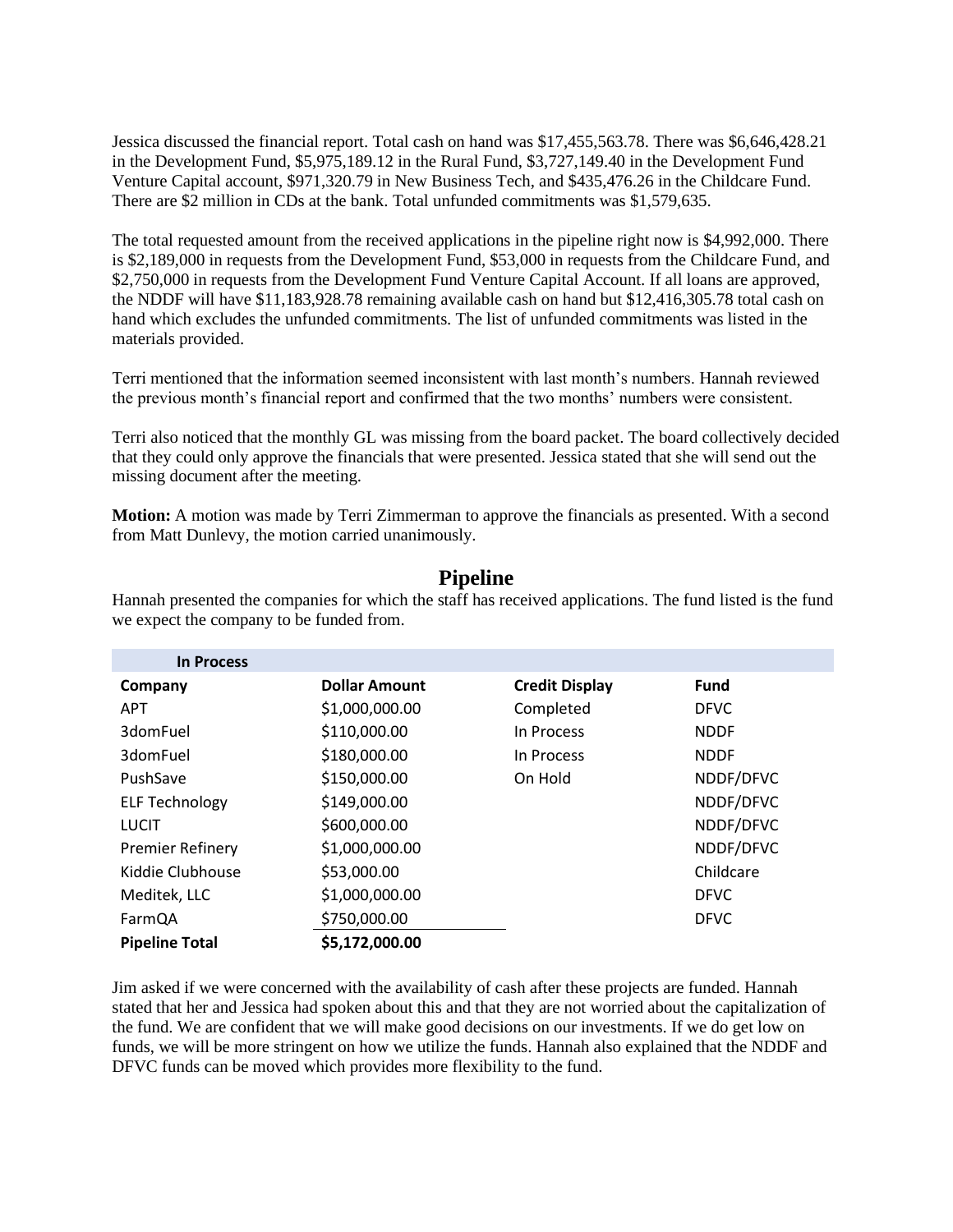Jessica discussed the financial report. Total cash on hand was $17,455,563.78. There was $6,646,428.21 in the Development Fund, $5,975,189.12 in the Rural Fund, $3,727,149.40 in the Development Fund Venture Capital account, $971,320.79 in New Business Tech, and $435,476.26 in the Childcare Fund. There are $2 million in CDs at the bank. Total unfunded commitments was $1,579,635.

The total requested amount from the received applications in the pipeline right now is $4,992,000. There is $2,189,000 in requests from the Development Fund, $53,000 in requests from the Childcare Fund, and $2,750,000 in requests from the Development Fund Venture Capital Account. If all loans are approved, the NDDF will have $11,183,928.78 remaining available cash on hand but $12,416,305.78 total cash on hand which excludes the unfunded commitments. The list of unfunded commitments was listed in the materials provided.

Terri mentioned that the information seemed inconsistent with last month's numbers. Hannah reviewed the previous month's financial report and confirmed that the two months' numbers were consistent.

Terri also noticed that the monthly GL was missing from the board packet. The board collectively decided that they could only approve the financials that were presented. Jessica stated that she will send out the missing document after the meeting.

**Motion:** A motion was made by Terri Zimmerman to approve the financials as presented. With a second from Matt Dunlevy, the motion carried unanimously.

## Pipeline

Hannah presented the companies for which the staff has received applications. The fund listed is the fund we expect the company to be funded from.

| In Process | | | |
|---|---|---|---|
| **Company** | **Dollar Amount** | **Credit Display** | **Fund** |
| APT | $1,000,000.00 | Completed | DFVC |
| 3domFuel | $110,000.00 | In Process | NDDF |
| 3domFuel | $180,000.00 | In Process | NDDF |
| PushSave | $150,000.00 | On Hold | NDDF/DFVC |
| ELF Technology | $149,000.00 | | NDDF/DFVC |
| LUCIT | $600,000.00 | | NDDF/DFVC |
| Premier Refinery | $1,000,000.00 | | NDDF/DFVC |
| Kiddie Clubhouse | $53,000.00 | | Childcare |
| Meditek, LLC | $1,000,000.00 | | DFVC |
| FarmQA | $750,000.00 | | DFVC |
| **Pipeline Total** | **$5,172,000.00** | | |

Jim asked if we were concerned with the availability of cash after these projects are funded. Hannah stated that her and Jessica had spoken about this and that they are not worried about the capitalization of the fund. We are confident that we will make good decisions on our investments. If we do get low on funds, we will be more stringent on how we utilize the funds. Hannah also explained that the NDDF and DFVC funds can be moved which provides more flexibility to the fund.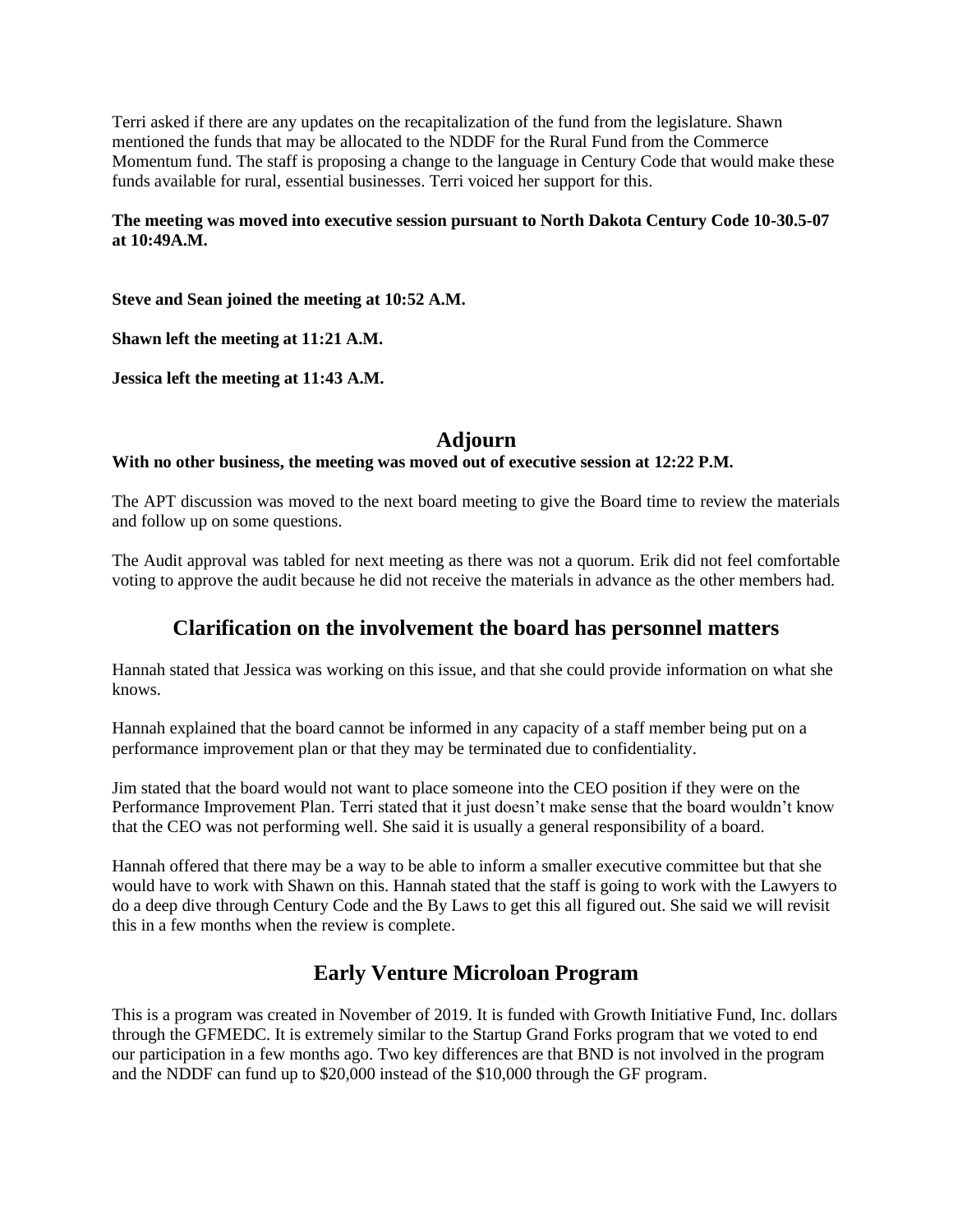Terri asked if there are any updates on the recapitalization of the fund from the legislature. Shawn mentioned the funds that may be allocated to the NDDF for the Rural Fund from the Commerce Momentum fund. The staff is proposing a change to the language in Century Code that would make these funds available for rural, essential businesses. Terri voiced her support for this.

**The meeting was moved into executive session pursuant to North Dakota Century Code 10-30.5-07 at 10:49A.M.**

**Steve and Sean joined the meeting at 10:52 A.M.**

**Shawn left the meeting at 11:21 A.M.**

**Jessica left the meeting at 11:43 A.M.**

## Adjourn

**With no other business, the meeting was moved out of executive session at 12:22 P.M.**

The APT discussion was moved to the next board meeting to give the Board time to review the materials and follow up on some questions.

The Audit approval was tabled for next meeting as there was not a quorum. Erik did not feel comfortable voting to approve the audit because he did not receive the materials in advance as the other members had.

## Clarification on the involvement the board has personnel matters

Hannah stated that Jessica was working on this issue, and that she could provide information on what she knows.

Hannah explained that the board cannot be informed in any capacity of a staff member being put on a performance improvement plan or that they may be terminated due to confidentiality.

Jim stated that the board would not want to place someone into the CEO position if they were on the Performance Improvement Plan. Terri stated that it just doesn't make sense that the board wouldn't know that the CEO was not performing well. She said it is usually a general responsibility of a board.

Hannah offered that there may be a way to be able to inform a smaller executive committee but that she would have to work with Shawn on this. Hannah stated that the staff is going to work with the Lawyers to do a deep dive through Century Code and the By Laws to get this all figured out. She said we will revisit this in a few months when the review is complete.

## Early Venture Microloan Program

This is a program was created in November of 2019. It is funded with Growth Initiative Fund, Inc. dollars through the GFMEDC. It is extremely similar to the Startup Grand Forks program that we voted to end our participation in a few months ago. Two key differences are that BND is not involved in the program and the NDDF can fund up to $20,000 instead of the $10,000 through the GF program.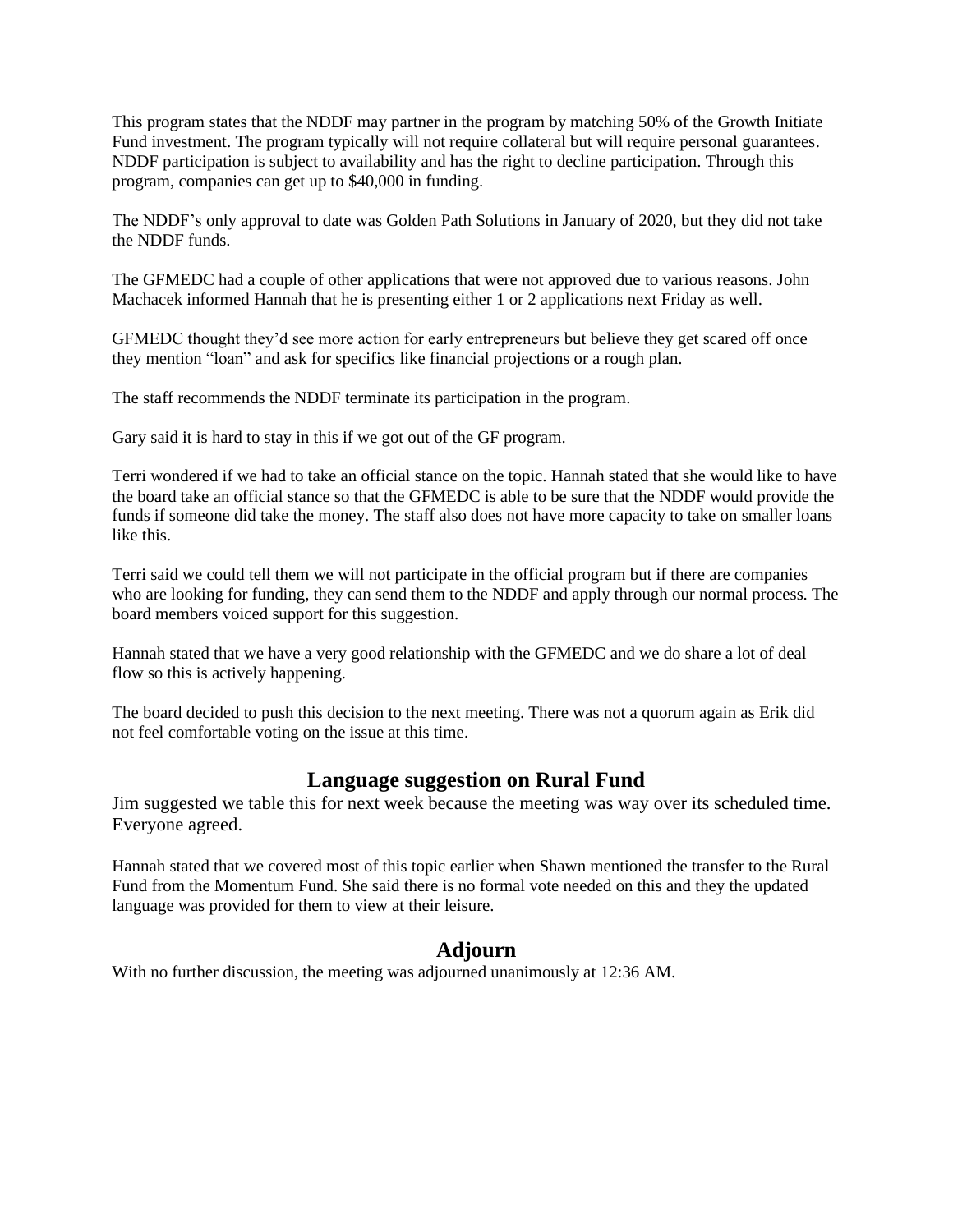This program states that the NDDF may partner in the program by matching 50% of the Growth Initiate Fund investment. The program typically will not require collateral but will require personal guarantees. NDDF participation is subject to availability and has the right to decline participation. Through this program, companies can get up to $40,000 in funding.

The NDDF's only approval to date was Golden Path Solutions in January of 2020, but they did not take the NDDF funds.

The GFMEDC had a couple of other applications that were not approved due to various reasons. John Machacek informed Hannah that he is presenting either 1 or 2 applications next Friday as well.

GFMEDC thought they'd see more action for early entrepreneurs but believe they get scared off once they mention "loan" and ask for specifics like financial projections or a rough plan.

The staff recommends the NDDF terminate its participation in the program.

Gary said it is hard to stay in this if we got out of the GF program.

Terri wondered if we had to take an official stance on the topic. Hannah stated that she would like to have the board take an official stance so that the GFMEDC is able to be sure that the NDDF would provide the funds if someone did take the money. The staff also does not have more capacity to take on smaller loans like this.

Terri said we could tell them we will not participate in the official program but if there are companies who are looking for funding, they can send them to the NDDF and apply through our normal process. The board members voiced support for this suggestion.

Hannah stated that we have a very good relationship with the GFMEDC and we do share a lot of deal flow so this is actively happening.

The board decided to push this decision to the next meeting. There was not a quorum again as Erik did not feel comfortable voting on the issue at this time.

## Language suggestion on Rural Fund

Jim suggested we table this for next week because the meeting was way over its scheduled time. Everyone agreed.

Hannah stated that we covered most of this topic earlier when Shawn mentioned the transfer to the Rural Fund from the Momentum Fund. She said there is no formal vote needed on this and they the updated language was provided for them to view at their leisure.

## Adjourn

With no further discussion, the meeting was adjourned unanimously at 12:36 AM.